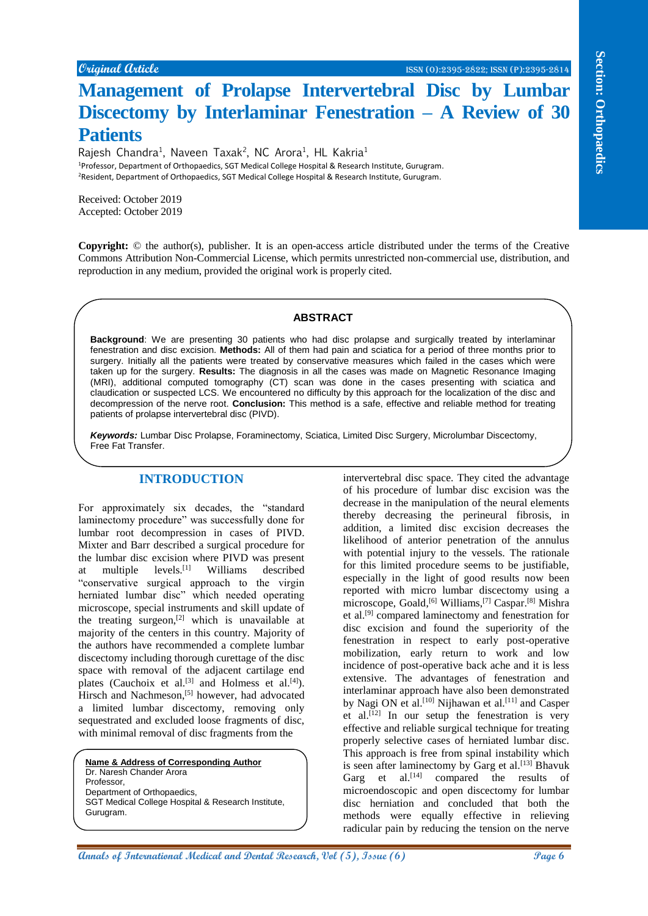Original Article

# Management of Prolapse Intervertebral Disc by Lumbar Discectomy by Interlaminar Fenestration – A Review of 30 Patients

Rajesh Chandra[1], Naveen Taxak[2], NC Arora[1], HL Kakria[1]

[1]Professor, Department of Orthopaedics, SGT Medical College Hospital & Research Institute, Gurugram.
[2]Resident, Department of Orthopaedics, SGT Medical College Hospital & Research Institute, Gurugram.

Received: October 2019
Accepted: October 2019

**Copyright:** © the author(s), publisher. It is an open-access article distributed under the terms of the Creative Commons Attribution Non-Commercial License, which permits unrestricted non-commercial use, distribution, and reproduction in any medium, provided the original work is properly cited.

## ABSTRACT

**Background**: We are presenting 30 patients who had disc prolapse and surgically treated by interlaminar fenestration and disc excision. **Methods:** All of them had pain and sciatica for a period of three months prior to surgery. Initially all the patients were treated by conservative measures which failed in the cases which were taken up for the surgery. **Results:** The diagnosis in all the cases was made on Magnetic Resonance Imaging (MRI), additional computed tomography (CT) scan was done in the cases presenting with sciatica and claudication or suspected LCS. We encountered no difficulty by this approach for the localization of the disc and decompression of the nerve root. **Conclusion:** This method is a safe, effective and reliable method for treating patients of prolapse intervertebral disc (PIVD).

***Keywords:*** Lumbar Disc Prolapse, Foraminectomy, Sciatica, Limited Disc Surgery, Microlumbar Discectomy, Free Fat Transfer.

## INTRODUCTION

For approximately six decades, the "standard laminectomy procedure" was successfully done for lumbar root decompression in cases of PIVD. Mixter and Barr described a surgical procedure for the lumbar disc excision where PIVD was present at multiple levels.[1] Williams described "conservative surgical approach to the virgin herniated lumbar disc" which needed operating microscope, special instruments and skill update of the treating surgeon,[2] which is unavailable at majority of the centers in this country. Majority of the authors have recommended a complete lumbar discectomy including thorough curettage of the disc space with removal of the adjacent cartilage end plates (Cauchoix et al.[3] and Holmess et al.[4]). Hirsch and Nachmeson,[5] however, had advocated a limited lumbar discectomy, removing only sequestrated and excluded loose fragments of disc, with minimal removal of disc fragments from the intervertebral disc space. They cited the advantage of his procedure of lumbar disc excision was the decrease in the manipulation of the neural elements thereby decreasing the perineural fibrosis, in addition, a limited disc excision decreases the likelihood of anterior penetration of the annulus with potential injury to the vessels. The rationale for this limited procedure seems to be justifiable, especially in the light of good results now been reported with micro lumbar discectomy using a microscope, Goald,[6] Williams,[7] Caspar.[8] Mishra et al.[9] compared laminectomy and fenestration for disc excision and found the superiority of the fenestration in respect to early post-operative mobilization, early return to work and low incidence of post-operative back ache and it is less extensive. The advantages of fenestration and interlaminar approach have also been demonstrated by Nagi ON et al.[10] Nijhawan et al.[11] and Casper et al.[12] In our setup the fenestration is very effective and reliable surgical technique for treating properly selective cases of herniated lumbar disc. This approach is free from spinal instability which is seen after laminectomy by Garg et al.[13] Bhavuk Garg et al.[14] compared the results of microendoscopic and open discectomy for lumbar disc herniation and concluded that both the methods were equally effective in relieving radicular pain by reducing the tension on the nerve

**Name & Address of Corresponding Author**
Dr. Naresh Chander Arora
Professor,
Department of Orthopaedics,
SGT Medical College Hospital & Research Institute,
Gurugram.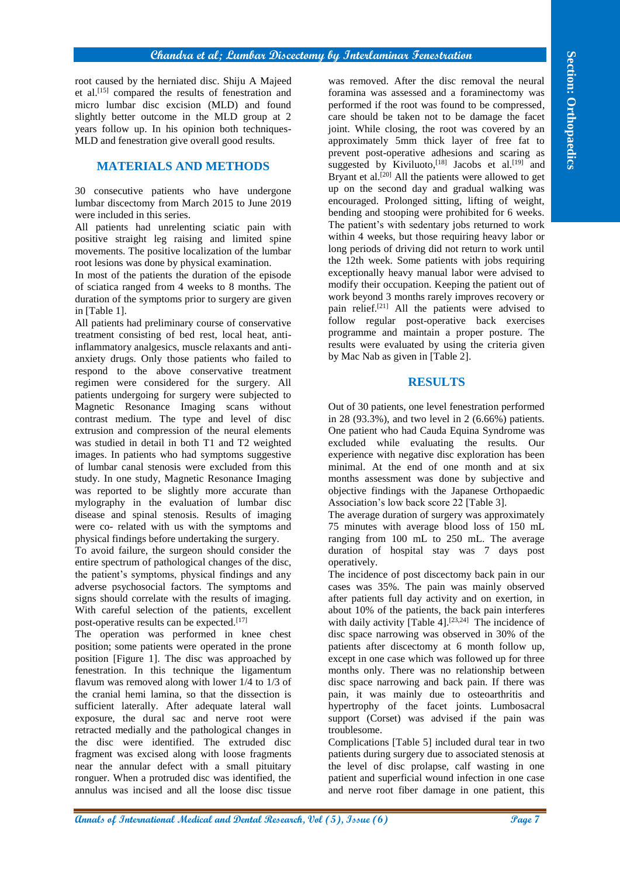root caused by the herniated disc. Shiju A Majeed et al.[15] compared the results of fenestration and micro lumbar disc excision (MLD) and found slightly better outcome in the MLD group at 2 years follow up. In his opinion both techniques- MLD and fenestration give overall good results.

## MATERIALS AND METHODS

30 consecutive patients who have undergone lumbar discectomy from March 2015 to June 2019 were included in this series.

All patients had unrelenting sciatic pain with positive straight leg raising and limited spine movements. The positive localization of the lumbar root lesions was done by physical examination.

In most of the patients the duration of the episode of sciatica ranged from 4 weeks to 8 months. The duration of the symptoms prior to surgery are given in [Table 1].

All patients had preliminary course of conservative treatment consisting of bed rest, local heat, anti-inflammatory analgesics, muscle relaxants and anti-anxiety drugs. Only those patients who failed to respond to the above conservative treatment regimen were considered for the surgery. All patients undergoing for surgery were subjected to Magnetic Resonance Imaging scans without contrast medium. The type and level of disc extrusion and compression of the neural elements was studied in detail in both T1 and T2 weighted images. In patients who had symptoms suggestive of lumbar canal stenosis were excluded from this study. In one study, Magnetic Resonance Imaging was reported to be slightly more accurate than mylography in the evaluation of lumbar disc disease and spinal stenosis. Results of imaging were co- related with us with the symptoms and physical findings before undertaking the surgery.

To avoid failure, the surgeon should consider the entire spectrum of pathological changes of the disc, the patient's symptoms, physical findings and any adverse psychosocial factors. The symptoms and signs should correlate with the results of imaging. With careful selection of the patients, excellent post-operative results can be expected.[17]

The operation was performed in knee chest position; some patients were operated in the prone position [Figure 1]. The disc was approached by fenestration. In this technique the ligamentum flavum was removed along with lower 1/4 to 1/3 of the cranial hemi lamina, so that the dissection is sufficient laterally. After adequate lateral wall exposure, the dural sac and nerve root were retracted medially and the pathological changes in the disc were identified. The extruded disc fragment was excised along with loose fragments near the annular defect with a small pituitary ronguer. When a protruded disc was identified, the annulus was incised and all the loose disc tissue was removed. After the disc removal the neural foramina was assessed and a foraminectomy was performed if the root was found to be compressed, care should be taken not to be damage the facet joint. While closing, the root was covered by an approximately 5mm thick layer of free fat to prevent post-operative adhesions and scaring as suggested by Kiviluoto,[18] Jacobs et al.[19] and Bryant et al.[20] All the patients were allowed to get up on the second day and gradual walking was encouraged. Prolonged sitting, lifting of weight, bending and stooping were prohibited for 6 weeks. The patient's with sedentary jobs returned to work within 4 weeks, but those requiring heavy labor or long periods of driving did not return to work until the 12th week. Some patients with jobs requiring exceptionally heavy manual labor were advised to modify their occupation. Keeping the patient out of work beyond 3 months rarely improves recovery or pain relief.[21] All the patients were advised to follow regular post-operative back exercises programme and maintain a proper posture. The results were evaluated by using the criteria given by Mac Nab as given in [Table 2].

## RESULTS

Out of 30 patients, one level fenestration performed in 28 (93.3%), and two level in 2 (6.66%) patients. One patient who had Cauda Equina Syndrome was excluded while evaluating the results. Our experience with negative disc exploration has been minimal. At the end of one month and at six months assessment was done by subjective and objective findings with the Japanese Orthopaedic Association's low back score 22 [Table 3].

The average duration of surgery was approximately 75 minutes with average blood loss of 150 mL ranging from 100 mL to 250 mL. The average duration of hospital stay was 7 days post operatively.

The incidence of post discectomy back pain in our cases was 35%. The pain was mainly observed after patients full day activity and on exertion, in about 10% of the patients, the back pain interferes with daily activity [Table 4].[23,24] The incidence of disc space narrowing was observed in 30% of the patients after discectomy at 6 month follow up, except in one case which was followed up for three months only. There was no relationship between disc space narrowing and back pain. If there was pain, it was mainly due to osteoarthritis and hypertrophy of the facet joints. Lumbosacral support (Corset) was advised if the pain was troublesome.

Complications [Table 5] included dural tear in two patients during surgery due to associated stenosis at the level of disc prolapse, calf wasting in one patient and superficial wound infection in one case and nerve root fiber damage in one patient, this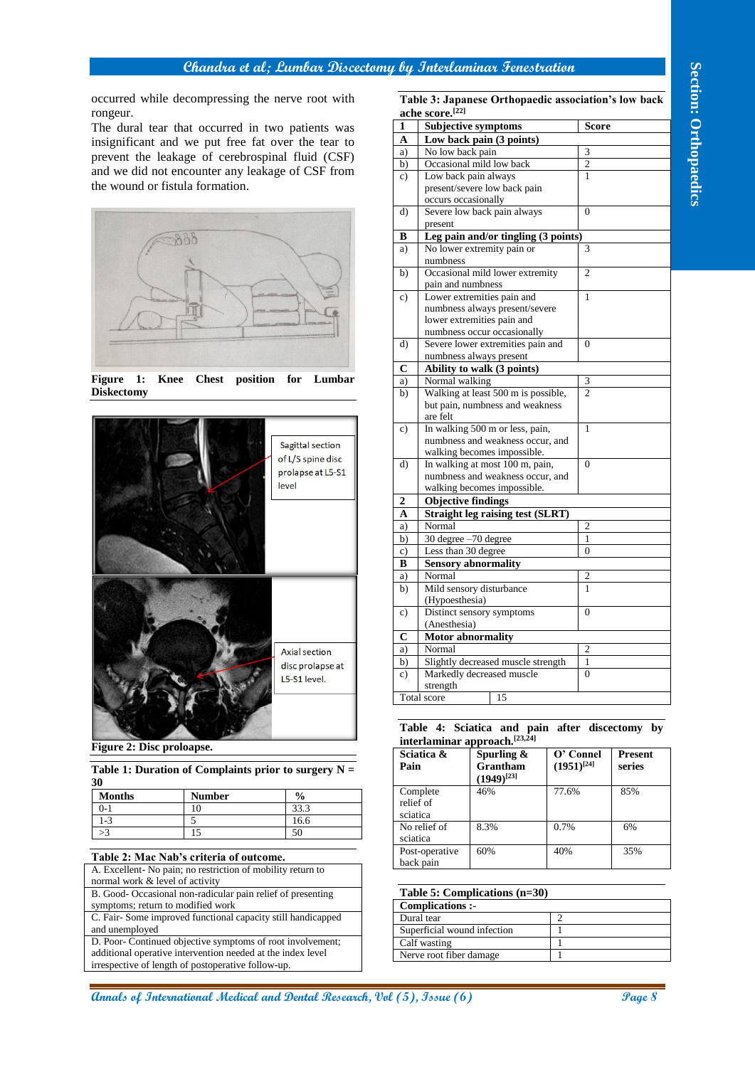occurred while decompressing the nerve root with rongeur.

The dural tear that occurred in two patients was insignificant and we put free fat over the tear to prevent the leakage of cerebrospinal fluid (CSF) and we did not encounter any leakage of CSF from the wound or fistula formation.

**Figure 1: Knee Chest position for Lumbar Diskectomy**

Sagittal section of L/S spine disc prolapse at L5-S1 level

Axial section disc prolapse at L5-S1 level.

**Figure 2: Disc proloapse.**

**Table 1: Duration of Complaints prior to surgery N = 30**

| Months | Number | % |
|---|---|---|
| 0-1 | 10 | 33.3 |
| 1-3 | 5 | 16.6 |
| >3 | 15 | 50 |

**Table 2: Mac Nab's criteria of outcome.**

| |
|---|
| A. Excellent- No pain; no restriction of mobility return to normal work & level of activity |
| B. Good- Occasional non-radicular pain relief of presenting symptoms; return to modified work |
| C. Fair- Some improved functional capacity still handicapped and unemployed |
| D. Poor- Continued objective symptoms of root involvement; additional operative intervention needed at the index level irrespective of length of postoperative follow-up. |

**Table 3: Japanese Orthopaedic association's low back ache score.[22]**

| 1 | Subjective symptoms | Score |
|---|---|---|
| **A** | **Low back pain (3 points)** | |
| a) | No low back pain | 3 |
| b) | Occasional mild low back | 2 |
| c) | Low back pain always present/severe low back pain occurs occasionally | 1 |
| d) | Severe low back pain always present | 0 |
| **B** | **Leg pain and/or tingling (3 points)** | |
| a) | No lower extremity pain or numbness | 3 |
| b) | Occasional mild lower extremity pain and numbness | 2 |
| c) | Lower extremities pain and numbness always present/severe lower extremities pain and numbness occur occasionally | 1 |
| d) | Severe lower extremities pain and numbness always present | 0 |
| **C** | **Ability to walk (3 points)** | |
| a) | Normal walking | 3 |
| b) | Walking at least 500 m is possible, but pain, numbness and weakness are felt | 2 |
| c) | In walking 500 m or less, pain, numbness and weakness occur, and walking becomes impossible. | 1 |
| d) | In walking at most 100 m, pain, numbness and weakness occur, and walking becomes impossible. | 0 |
| **2** | **Objective findings** | |
| **A** | **Straight leg raising test (SLRT)** | |
| a) | Normal | 2 |
| b) | 30 degree –70 degree | 1 |
| c) | Less than 30 degree | 0 |
| **B** | **Sensory abnormality** | |
| a) | Normal | 2 |
| b) | Mild sensory disturbance (Hypoesthesia) | 1 |
| c) | Distinct sensory symptoms (Anesthesia) | 0 |
| **C** | **Motor abnormality** | |
| a) | Normal | 2 |
| b) | Slightly decreased muscle strength | 1 |
| c) | Markedly decreased muscle strength | 0 |
| Total score | | 15 |

**Table 4: Sciatica and pain after discectomy by interlaminar approach.[23,24]**

| Sciatica & Pain | Spurling & Grantham (1949)[23] | O' Connel (1951)[24] | Present series |
|---|---|---|---|
| Complete relief of sciatica | 46% | 77.6% | 85% |
| No relief of sciatica | 8.3% | 0.7% | 6% |
| Post-operative back pain | 60% | 40% | 35% |

**Table 5: Complications (n=30)**

| Complications :- | |
|---|---|
| Dural tear | 2 |
| Superficial wound infection | 1 |
| Calf wasting | 1 |
| Nerve root fiber damage | 1 |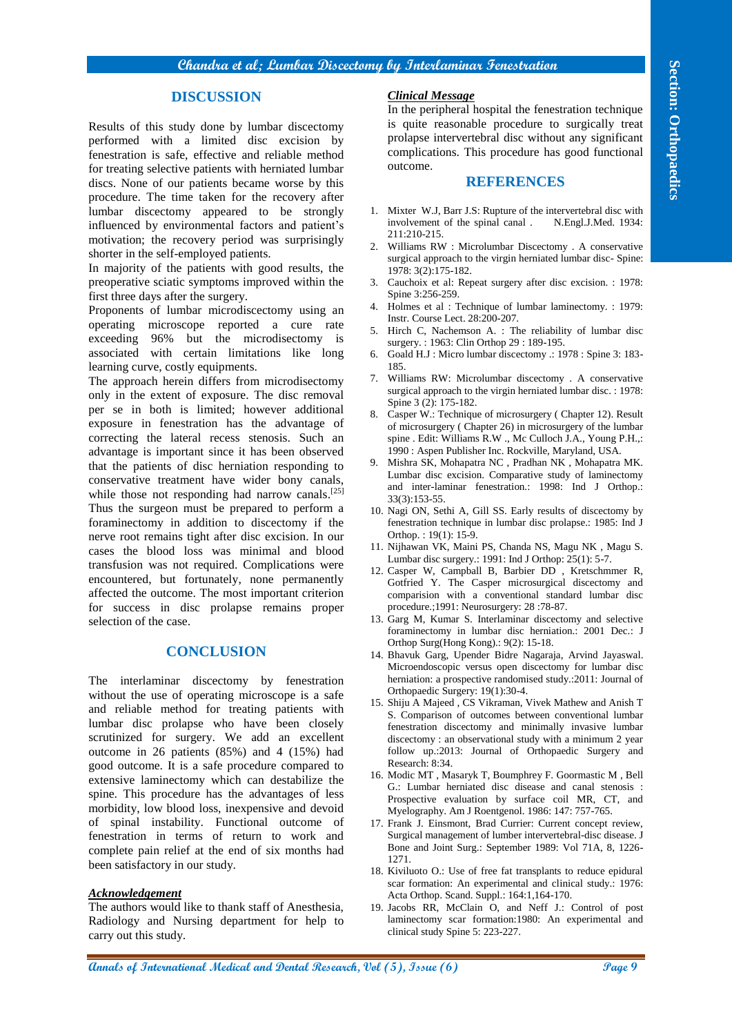## DISCUSSION

Results of this study done by lumbar discectomy performed with a limited disc excision by fenestration is safe, effective and reliable method for treating selective patients with herniated lumbar discs. None of our patients became worse by this procedure. The time taken for the recovery after lumbar discectomy appeared to be strongly influenced by environmental factors and patient's motivation; the recovery period was surprisingly shorter in the self-employed patients.

In majority of the patients with good results, the preoperative sciatic symptoms improved within the first three days after the surgery.

Proponents of lumbar microdiscectomy using an operating microscope reported a cure rate exceeding 96% but the microdisectomy is associated with certain limitations like long learning curve, costly equipments.

The approach herein differs from microdisectomy only in the extent of exposure. The disc removal per se in both is limited; however additional exposure in fenestration has the advantage of correcting the lateral recess stenosis. Such an advantage is important since it has been observed that the patients of disc herniation responding to conservative treatment have wider bony canals, while those not responding had narrow canals.[25] Thus the surgeon must be prepared to perform a foraminectomy in addition to discectomy if the nerve root remains tight after disc excision. In our cases the blood loss was minimal and blood transfusion was not required. Complications were encountered, but fortunately, none permanently affected the outcome. The most important criterion for success in disc prolapse remains proper selection of the case.

## CONCLUSION

The interlaminar discectomy by fenestration without the use of operating microscope is a safe and reliable method for treating patients with lumbar disc prolapse who have been closely scrutinized for surgery. We add an excellent outcome in 26 patients (85%) and 4 (15%) had good outcome. It is a safe procedure compared to extensive laminectomy which can destabilize the spine. This procedure has the advantages of less morbidity, low blood loss, inexpensive and devoid of spinal instability. Functional outcome of fenestration in terms of return to work and complete pain relief at the end of six months had been satisfactory in our study.

***Acknowledgement***

The authors would like to thank staff of Anesthesia, Radiology and Nursing department for help to carry out this study.

***Clinical Message***

In the peripheral hospital the fenestration technique is quite reasonable procedure to surgically treat prolapse intervertebral disc without any significant complications. This procedure has good functional outcome.

## REFERENCES

1. Mixter W.J, Barr J.S: Rupture of the intervertebral disc with involvement of the spinal canal . N.Engl.J.Med. 1934: 211:210-215.
2. Williams RW : Microlumbar Discectomy . A conservative surgical approach to the virgin herniated lumbar disc- Spine: 1978: 3(2):175-182.
3. Cauchoix et al: Repeat surgery after disc excision. : 1978: Spine 3:256-259.
4. Holmes et al : Technique of lumbar laminectomy. : 1979: Instr. Course Lect. 28:200-207.
5. Hirch C, Nachemson A. : The reliability of lumbar disc surgery. : 1963: Clin Orthop 29 : 189-195.
6. Goald H.J : Micro lumbar discectomy .: 1978 : Spine 3: 183-185.
7. Williams RW: Microlumbar discectomy . A conservative surgical approach to the virgin herniated lumbar disc. : 1978: Spine 3 (2): 175-182.
8. Casper W.: Technique of microsurgery ( Chapter 12). Result of microsurgery ( Chapter 26) in microsurgery of the lumbar spine . Edit: Williams R.W ., Mc Culloch J.A., Young P.H.,: 1990 : Aspen Publisher Inc. Rockville, Maryland, USA.
9. Mishra SK, Mohapatra NC , Pradhan NK , Mohapatra MK. Lumbar disc excision. Comparative study of laminectomy and inter-laminar fenestration.: 1998: Ind J Orthop.: 33(3):153-55.
10. Nagi ON, Sethi A, Gill SS. Early results of discectomy by fenestration technique in lumbar disc prolapse.: 1985: Ind J Orthop. : 19(1): 15-9.
11. Nijhawan VK, Maini PS, Chanda NS, Magu NK , Magu S. Lumbar disc surgery.: 1991: Ind J Orthop: 25(1): 5-7.
12. Casper W, Campball B, Barbier DD , Kretschmmer R, Gotfried Y. The Casper microsurgical discectomy and comparision with a conventional standard lumbar disc procedure.;1991: Neurosurgery: 28 :78-87.
13. Garg M, Kumar S. Interlaminar discectomy and selective foraminectomy in lumbar disc herniation.: 2001 Dec.: J Orthop Surg(Hong Kong).: 9(2): 15-18.
14. Bhavuk Garg, Upender Bidre Nagaraja, Arvind Jayaswal. Microendoscopic versus open discectomy for lumbar disc herniation: a prospective randomised study.:2011: Journal of Orthopaedic Surgery: 19(1):30-4.
15. Shiju A Majeed , CS Vikraman, Vivek Mathew and Anish T S. Comparison of outcomes between conventional lumbar fenestration discectomy and minimally invasive lumbar discectomy : an observational study with a minimum 2 year follow up.:2013: Journal of Orthopaedic Surgery and Research: 8:34.
16. Modic MT , Masaryk T, Boumphrey F. Goormastic M , Bell G.: Lumbar herniated disc disease and canal stenosis : Prospective evaluation by surface coil MR, CT, and Myelography. Am J Roentgenol. 1986: 147: 757-765.
17. Frank J. Einsmont, Brad Currier: Current concept review, Surgical management of lumber intervertebral-disc disease. J Bone and Joint Surg.: September 1989: Vol 71A, 8, 1226-1271.
18. Kiviluoto O.: Use of free fat transplants to reduce epidural scar formation: An experimental and clinical study.: 1976: Acta Orthop. Scand. Suppl.: 164:1,164-170.
19. Jacobs RR, McClain O, and Neff J.: Control of post laminectomy scar formation:1980: An experimental and clinical study Spine 5: 223-227.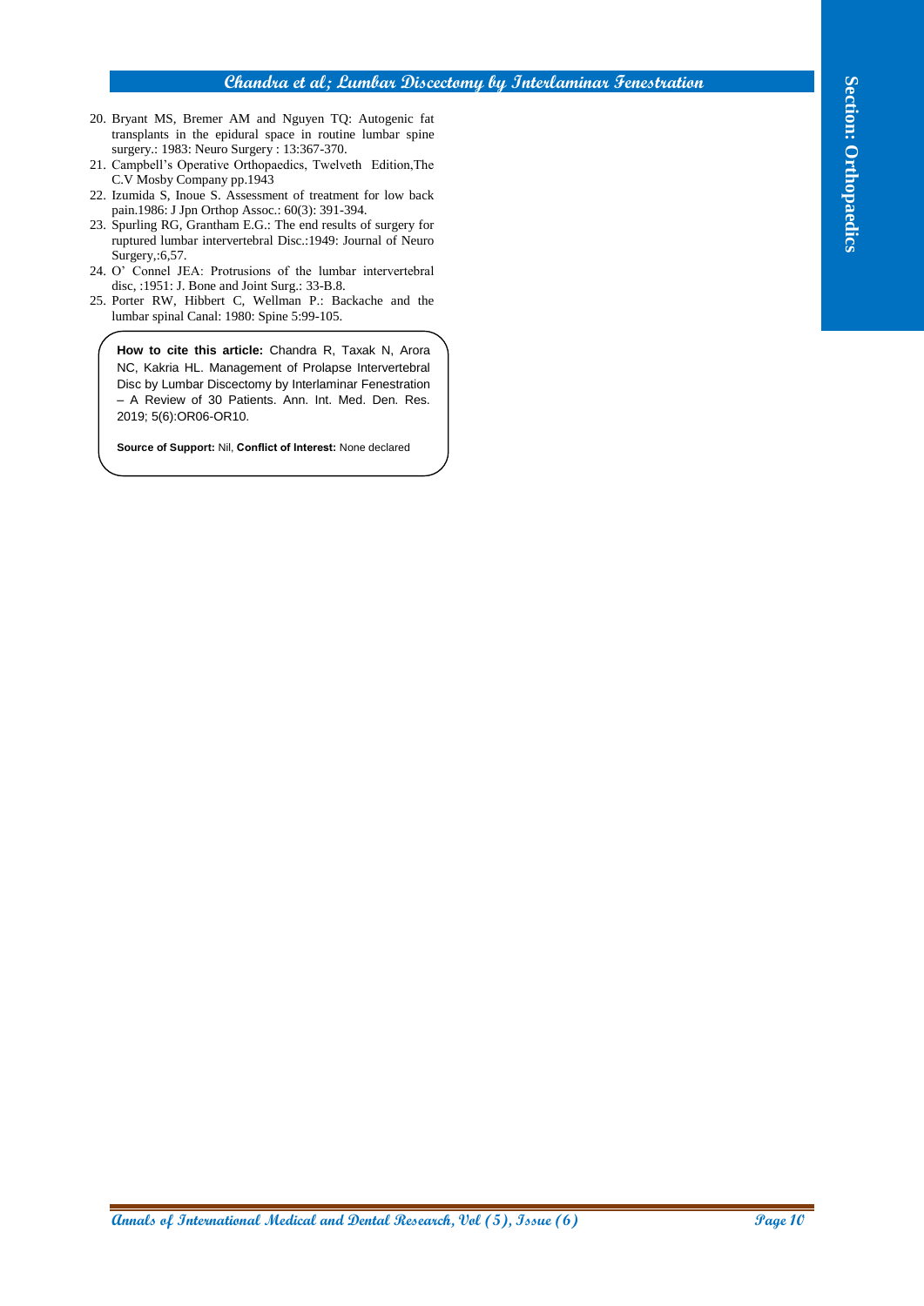20. Bryant MS, Bremer AM and Nguyen TQ: Autogenic fat transplants in the epidural space in routine lumbar spine surgery.: 1983: Neuro Surgery : 13:367-370.
21. Campbell's Operative Orthopaedics, Twelveth Edition,The C.V Mosby Company pp.1943
22. Izumida S, Inoue S. Assessment of treatment for low back pain.1986: J Jpn Orthop Assoc.: 60(3): 391-394.
23. Spurling RG, Grantham E.G.: The end results of surgery for ruptured lumbar intervertebral Disc.:1949: Journal of Neuro Surgery,:6,57.
24. O' Connel JEA: Protrusions of the lumbar intervertebral disc, :1951: J. Bone and Joint Surg.: 33-B.8.
25. Porter RW, Hibbert C, Wellman P.: Backache and the lumbar spinal Canal: 1980: Spine 5:99-105.

**How to cite this article:** Chandra R, Taxak N, Arora NC, Kakria HL. Management of Prolapse Intervertebral Disc by Lumbar Discectomy by Interlaminar Fenestration – A Review of 30 Patients. Ann. Int. Med. Den. Res. 2019; 5(6):OR06-OR10.

**Source of Support:** Nil, **Conflict of Interest:** None declared